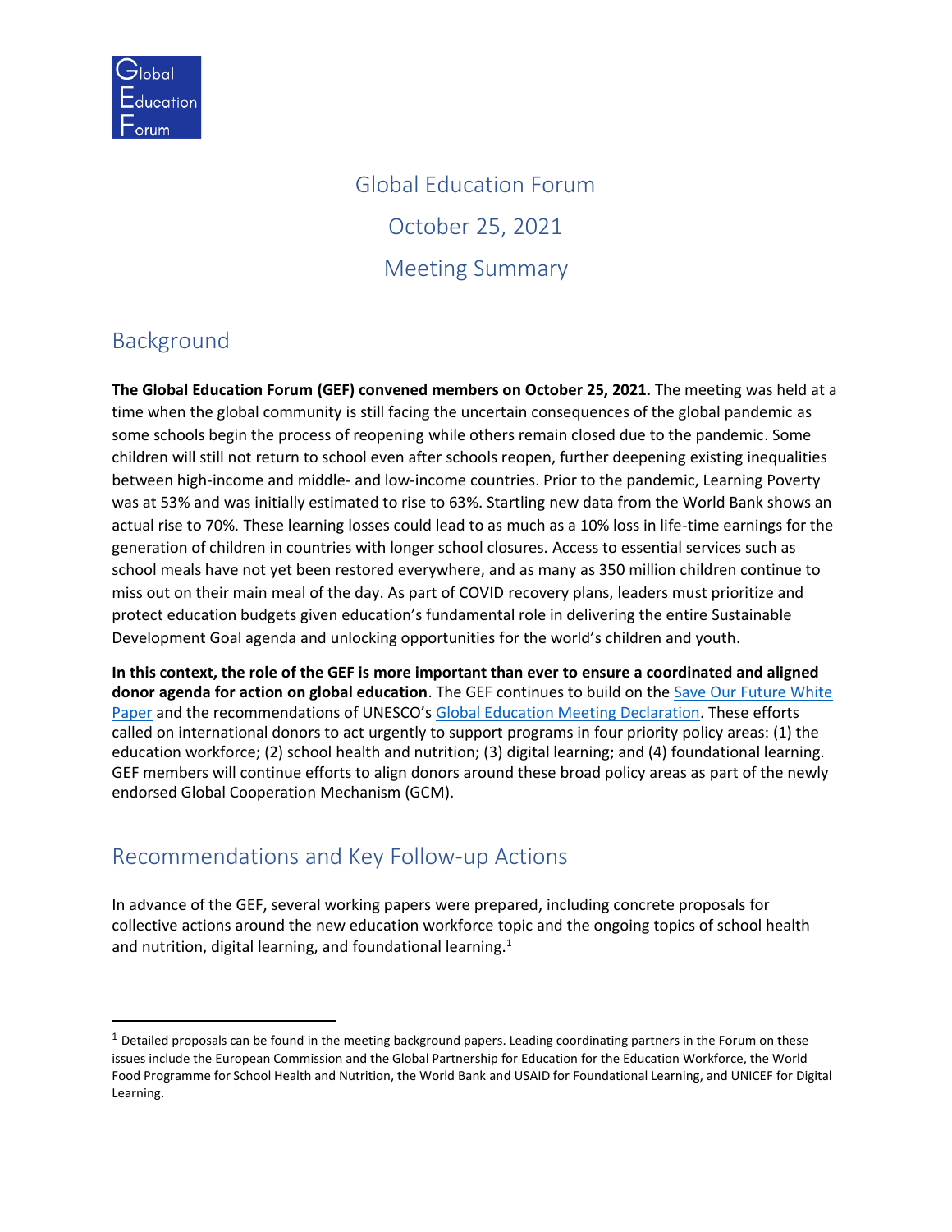# Global Education Forum

# October 25, 2021

# Meeting Summary

## Background

**The Global Education Forum (GEF) convened members on October 25, 2021.** The meeting was held at a time when the global community is still facing the uncertain consequences of the global pandemic as some schools begin the process of reopening while others remain closed due to the pandemic. Some children will still not return to school even after schools reopen, further deepening existing inequalities between high-income and middle- and low-income countries. Prior to the pandemic, Learning Poverty was at 53% and was initially estimated to rise to 63%. Startling new data from the World Bank shows an actual rise to 70%. These learning losses could lead to as much as a 10% loss in life-time earnings for the generation of children in countries with longer school closures. Access to essential services such as school meals have not yet been restored everywhere, and as many as 350 million children continue to miss out on their main meal of the day. As part of COVID recovery plans, leaders must prioritize and protect education budgets given education's fundamental role in delivering the entire Sustainable Development Goal agenda and unlocking opportunities for the world's children and youth.

**In this context, the role of the GEF is more important than ever to ensure a coordinated and aligned donor agenda for action on global education**. The GEF continues to build on the Save Our Future White Paper and the recommendations of UNESCO's Global Education Meeting Declaration. These efforts called on international donors to act urgently to support programs in four priority policy areas: (1) the education workforce; (2) school health and nutrition; (3) digital learning; and (4) foundational learning. GEF members will continue efforts to align donors around these broad policy areas as part of the newly endorsed Global Cooperation Mechanism (GCM).

## Recommendations and Key Follow-up Actions

In advance of the GEF, several working papers were prepared, including concrete proposals for collective actions around the new education workforce topic and the ongoing topics of school health and nutrition, digital learning, and foundational learning.[1]

---

[1] Detailed proposals can be found in the meeting background papers. Leading coordinating partners in the Forum on these issues include the European Commission and the Global Partnership for Education for the Education Workforce, the World Food Programme for School Health and Nutrition, the World Bank and USAID for Foundational Learning, and UNICEF for Digital Learning.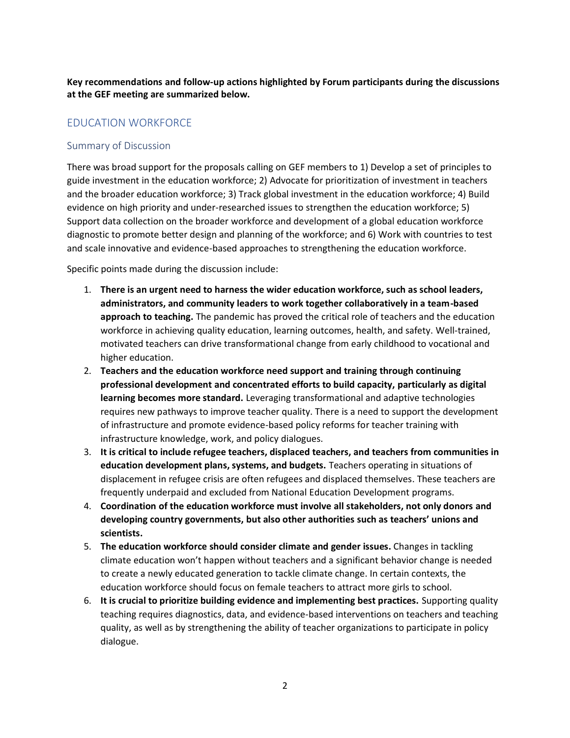**Key recommendations and follow-up actions highlighted by Forum participants during the discussions at the GEF meeting are summarized below.**

## EDUCATION WORKFORCE

### Summary of Discussion

There was broad support for the proposals calling on GEF members to 1) Develop a set of principles to guide investment in the education workforce; 2) Advocate for prioritization of investment in teachers and the broader education workforce; 3) Track global investment in the education workforce; 4) Build evidence on high priority and under-researched issues to strengthen the education workforce; 5) Support data collection on the broader workforce and development of a global education workforce diagnostic to promote better design and planning of the workforce; and 6) Work with countries to test and scale innovative and evidence-based approaches to strengthening the education workforce.

Specific points made during the discussion include:

1. **There is an urgent need to harness the wider education workforce, such as school leaders, administrators, and community leaders to work together collaboratively in a team-based approach to teaching.** The pandemic has proved the critical role of teachers and the education workforce in achieving quality education, learning outcomes, health, and safety. Well-trained, motivated teachers can drive transformational change from early childhood to vocational and higher education.
2. **Teachers and the education workforce need support and training through continuing professional development and concentrated efforts to build capacity, particularly as digital learning becomes more standard.** Leveraging transformational and adaptive technologies requires new pathways to improve teacher quality. There is a need to support the development of infrastructure and promote evidence-based policy reforms for teacher training with infrastructure knowledge, work, and policy dialogues.
3. **It is critical to include refugee teachers, displaced teachers, and teachers from communities in education development plans, systems, and budgets.** Teachers operating in situations of displacement in refugee crisis are often refugees and displaced themselves. These teachers are frequently underpaid and excluded from National Education Development programs.
4. **Coordination of the education workforce must involve all stakeholders, not only donors and developing country governments, but also other authorities such as teachers' unions and scientists.**
5. **The education workforce should consider climate and gender issues.** Changes in tackling climate education won't happen without teachers and a significant behavior change is needed to create a newly educated generation to tackle climate change. In certain contexts, the education workforce should focus on female teachers to attract more girls to school.
6. **It is crucial to prioritize building evidence and implementing best practices.** Supporting quality teaching requires diagnostics, data, and evidence-based interventions on teachers and teaching quality, as well as by strengthening the ability of teacher organizations to participate in policy dialogue.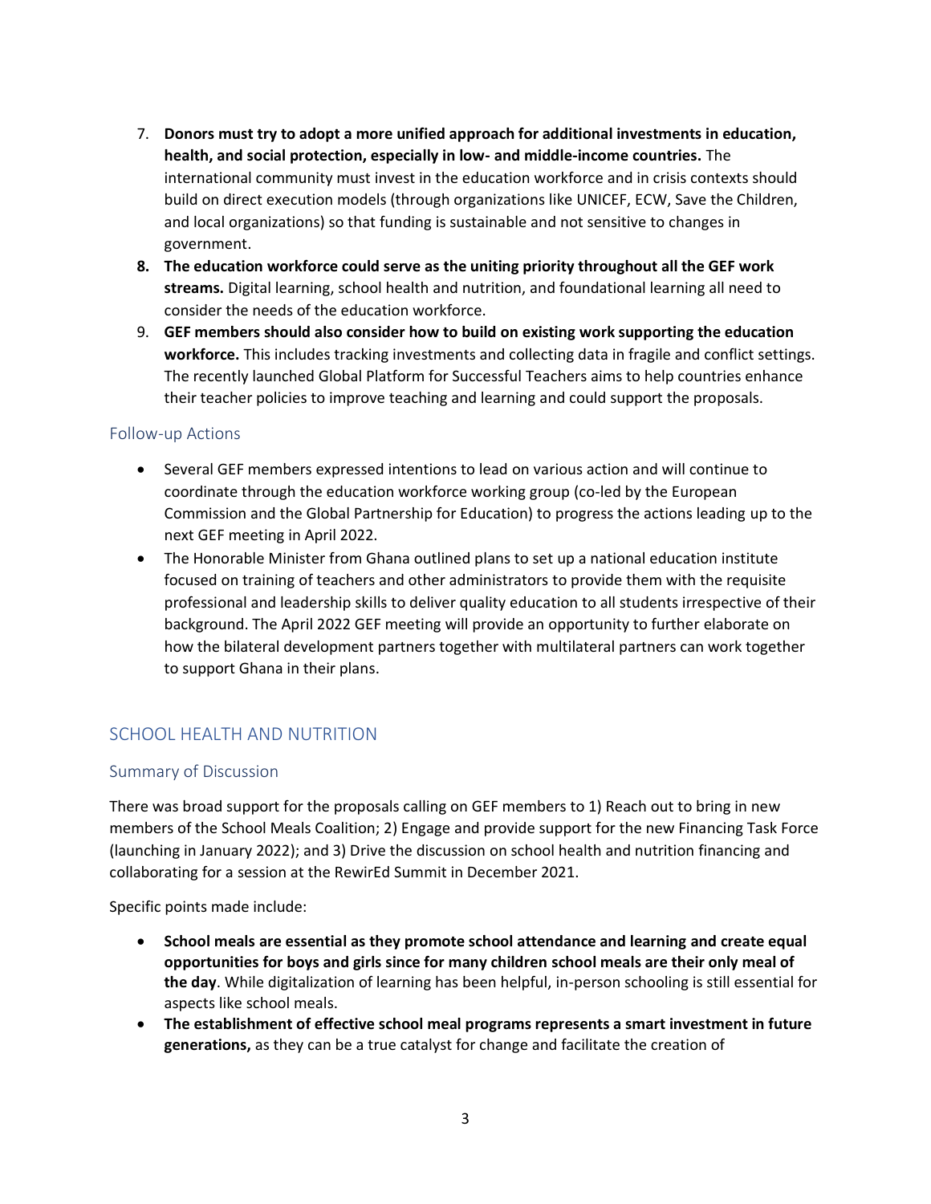7. **Donors must try to adopt a more unified approach for additional investments in education, health, and social protection, especially in low- and middle-income countries.** The international community must invest in the education workforce and in crisis contexts should build on direct execution models (through organizations like UNICEF, ECW, Save the Children, and local organizations) so that funding is sustainable and not sensitive to changes in government.
8. **The education workforce could serve as the uniting priority throughout all the GEF work streams.** Digital learning, school health and nutrition, and foundational learning all need to consider the needs of the education workforce.
9. **GEF members should also consider how to build on existing work supporting the education workforce.** This includes tracking investments and collecting data in fragile and conflict settings. The recently launched Global Platform for Successful Teachers aims to help countries enhance their teacher policies to improve teaching and learning and could support the proposals.

### Follow-up Actions

- Several GEF members expressed intentions to lead on various action and will continue to coordinate through the education workforce working group (co-led by the European Commission and the Global Partnership for Education) to progress the actions leading up to the next GEF meeting in April 2022.
- The Honorable Minister from Ghana outlined plans to set up a national education institute focused on training of teachers and other administrators to provide them with the requisite professional and leadership skills to deliver quality education to all students irrespective of their background. The April 2022 GEF meeting will provide an opportunity to further elaborate on how the bilateral development partners together with multilateral partners can work together to support Ghana in their plans.

## SCHOOL HEALTH AND NUTRITION

### Summary of Discussion

There was broad support for the proposals calling on GEF members to 1) Reach out to bring in new members of the School Meals Coalition; 2) Engage and provide support for the new Financing Task Force (launching in January 2022); and 3) Drive the discussion on school health and nutrition financing and collaborating for a session at the RewirEd Summit in December 2021.

Specific points made include:

- **School meals are essential as they promote school attendance and learning and create equal opportunities for boys and girls since for many children school meals are their only meal of the day**. While digitalization of learning has been helpful, in-person schooling is still essential for aspects like school meals.
- **The establishment of effective school meal programs represents a smart investment in future generations,** as they can be a true catalyst for change and facilitate the creation of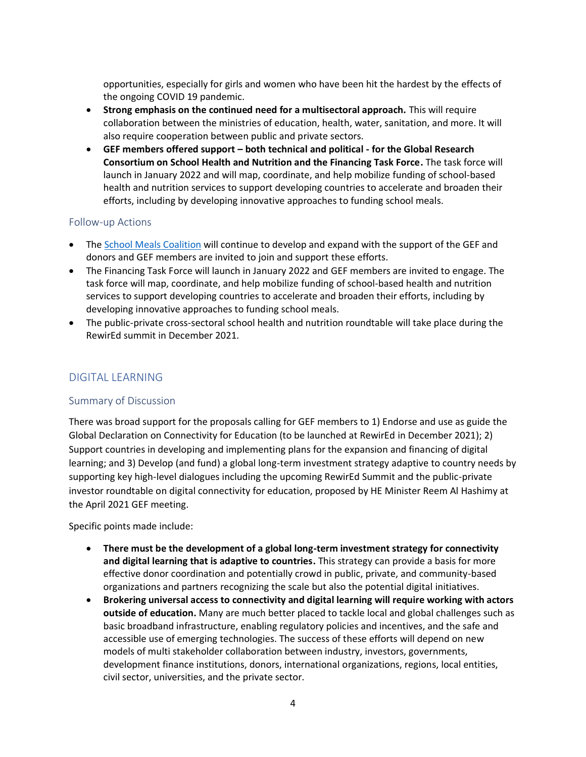opportunities, especially for girls and women who have been hit the hardest by the effects of the ongoing COVID 19 pandemic.

- **Strong emphasis on the continued need for a multisectoral approach.** This will require collaboration between the ministries of education, health, water, sanitation, and more. It will also require cooperation between public and private sectors.
- **GEF members offered support – both technical and political - for the Global Research Consortium on School Health and Nutrition and the Financing Task Force.** The task force will launch in January 2022 and will map, coordinate, and help mobilize funding of school-based health and nutrition services to support developing countries to accelerate and broaden their efforts, including by developing innovative approaches to funding school meals.

### Follow-up Actions

- The School Meals Coalition will continue to develop and expand with the support of the GEF and donors and GEF members are invited to join and support these efforts.
- The Financing Task Force will launch in January 2022 and GEF members are invited to engage. The task force will map, coordinate, and help mobilize funding of school-based health and nutrition services to support developing countries to accelerate and broaden their efforts, including by developing innovative approaches to funding school meals.
- The public-private cross-sectoral school health and nutrition roundtable will take place during the RewirEd summit in December 2021.

## DIGITAL LEARNING

### Summary of Discussion

There was broad support for the proposals calling for GEF members to 1) Endorse and use as guide the Global Declaration on Connectivity for Education (to be launched at RewirEd in December 2021); 2) Support countries in developing and implementing plans for the expansion and financing of digital learning; and 3) Develop (and fund) a global long-term investment strategy adaptive to country needs by supporting key high-level dialogues including the upcoming RewirEd Summit and the public-private investor roundtable on digital connectivity for education, proposed by HE Minister Reem Al Hashimy at the April 2021 GEF meeting.

Specific points made include:

- **There must be the development of a global long-term investment strategy for connectivity and digital learning that is adaptive to countries.** This strategy can provide a basis for more effective donor coordination and potentially crowd in public, private, and community-based organizations and partners recognizing the scale but also the potential digital initiatives.
- **Brokering universal access to connectivity and digital learning will require working with actors outside of education.** Many are much better placed to tackle local and global challenges such as basic broadband infrastructure, enabling regulatory policies and incentives, and the safe and accessible use of emerging technologies. The success of these efforts will depend on new models of multi stakeholder collaboration between industry, investors, governments, development finance institutions, donors, international organizations, regions, local entities, civil sector, universities, and the private sector.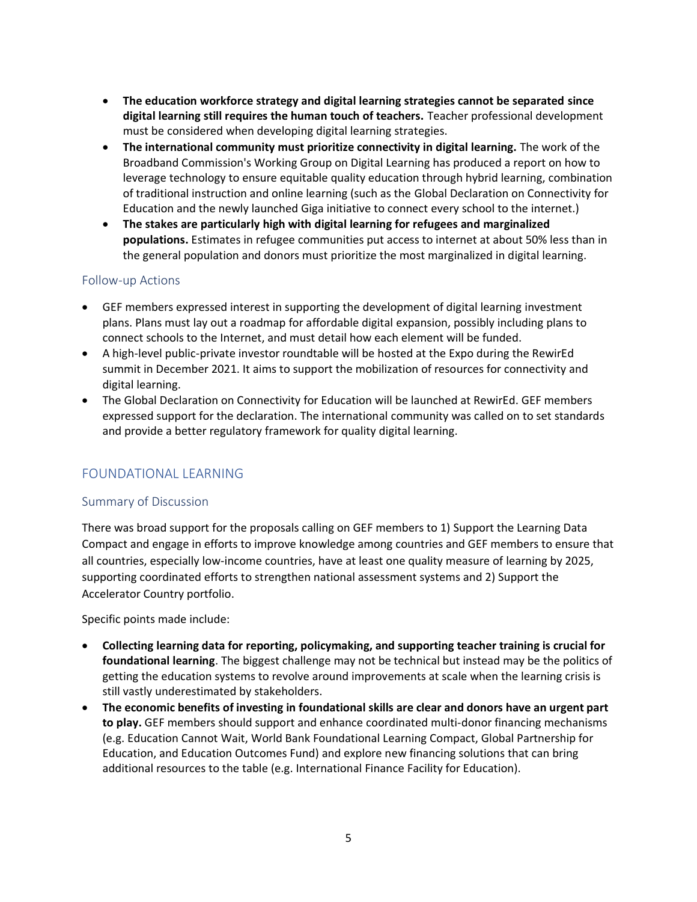- **The education workforce strategy and digital learning strategies cannot be separated since digital learning still requires the human touch of teachers.** Teacher professional development must be considered when developing digital learning strategies.
- **The international community must prioritize connectivity in digital learning.** The work of the Broadband Commission's Working Group on Digital Learning has produced a report on how to leverage technology to ensure equitable quality education through hybrid learning, combination of traditional instruction and online learning (such as the Global Declaration on Connectivity for Education and the newly launched Giga initiative to connect every school to the internet.)
- **The stakes are particularly high with digital learning for refugees and marginalized populations.** Estimates in refugee communities put access to internet at about 50% less than in the general population and donors must prioritize the most marginalized in digital learning.

### Follow-up Actions

- GEF members expressed interest in supporting the development of digital learning investment plans. Plans must lay out a roadmap for affordable digital expansion, possibly including plans to connect schools to the Internet, and must detail how each element will be funded.
- A high-level public-private investor roundtable will be hosted at the Expo during the RewirEd summit in December 2021. It aims to support the mobilization of resources for connectivity and digital learning.
- The Global Declaration on Connectivity for Education will be launched at RewirEd. GEF members expressed support for the declaration. The international community was called on to set standards and provide a better regulatory framework for quality digital learning.

## FOUNDATIONAL LEARNING

### Summary of Discussion

There was broad support for the proposals calling on GEF members to 1) Support the Learning Data Compact and engage in efforts to improve knowledge among countries and GEF members to ensure that all countries, especially low-income countries, have at least one quality measure of learning by 2025, supporting coordinated efforts to strengthen national assessment systems and 2) Support the Accelerator Country portfolio.

Specific points made include:

- **Collecting learning data for reporting, policymaking, and supporting teacher training is crucial for foundational learning**. The biggest challenge may not be technical but instead may be the politics of getting the education systems to revolve around improvements at scale when the learning crisis is still vastly underestimated by stakeholders.
- **The economic benefits of investing in foundational skills are clear and donors have an urgent part to play.** GEF members should support and enhance coordinated multi-donor financing mechanisms (e.g. Education Cannot Wait, World Bank Foundational Learning Compact, Global Partnership for Education, and Education Outcomes Fund) and explore new financing solutions that can bring additional resources to the table (e.g. International Finance Facility for Education).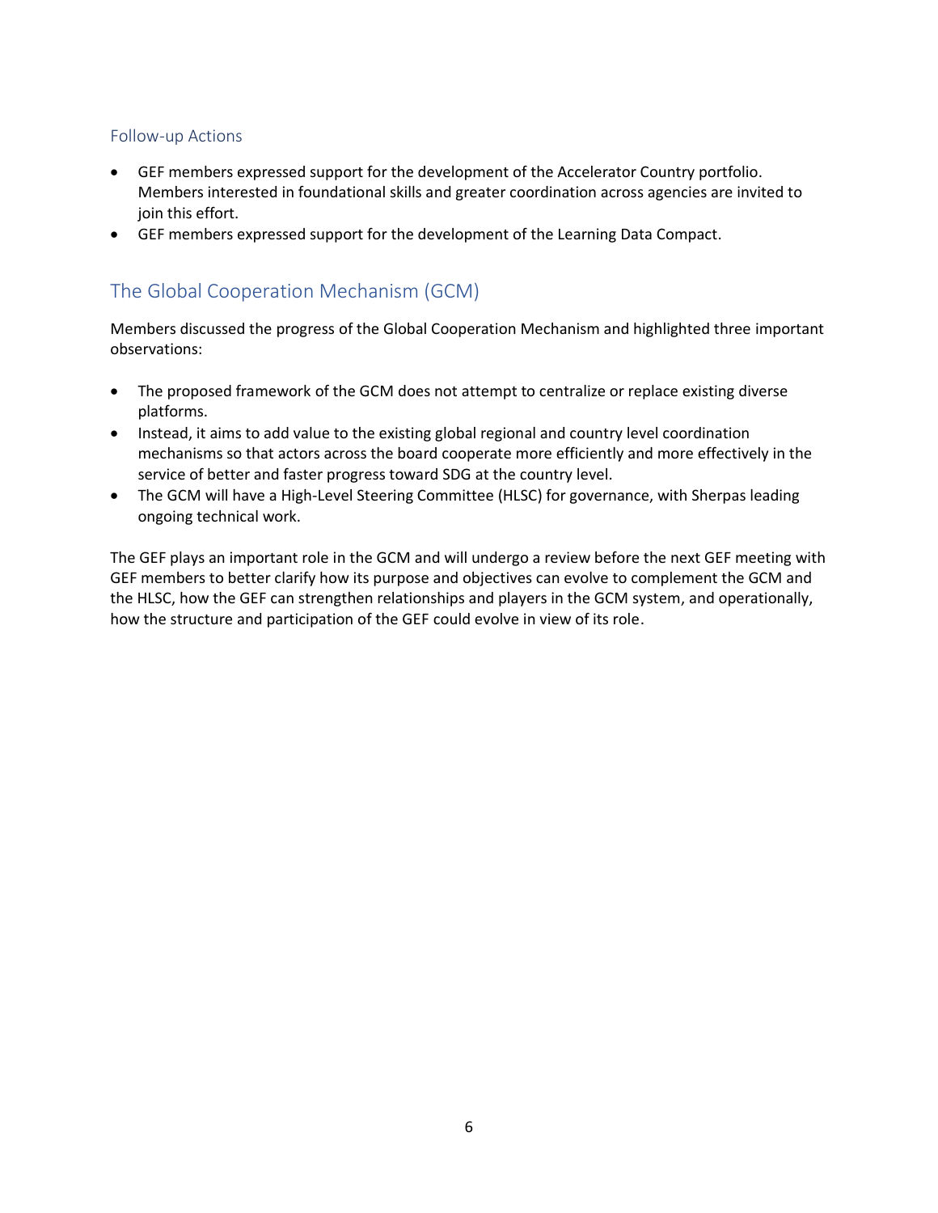### Follow-up Actions

- GEF members expressed support for the development of the Accelerator Country portfolio. Members interested in foundational skills and greater coordination across agencies are invited to join this effort.
- GEF members expressed support for the development of the Learning Data Compact.

## The Global Cooperation Mechanism (GCM)

Members discussed the progress of the Global Cooperation Mechanism and highlighted three important observations:

- The proposed framework of the GCM does not attempt to centralize or replace existing diverse platforms.
- Instead, it aims to add value to the existing global regional and country level coordination mechanisms so that actors across the board cooperate more efficiently and more effectively in the service of better and faster progress toward SDG at the country level.
- The GCM will have a High-Level Steering Committee (HLSC) for governance, with Sherpas leading ongoing technical work.

The GEF plays an important role in the GCM and will undergo a review before the next GEF meeting with GEF members to better clarify how its purpose and objectives can evolve to complement the GCM and the HLSC, how the GEF can strengthen relationships and players in the GCM system, and operationally, how the structure and participation of the GEF could evolve in view of its role.